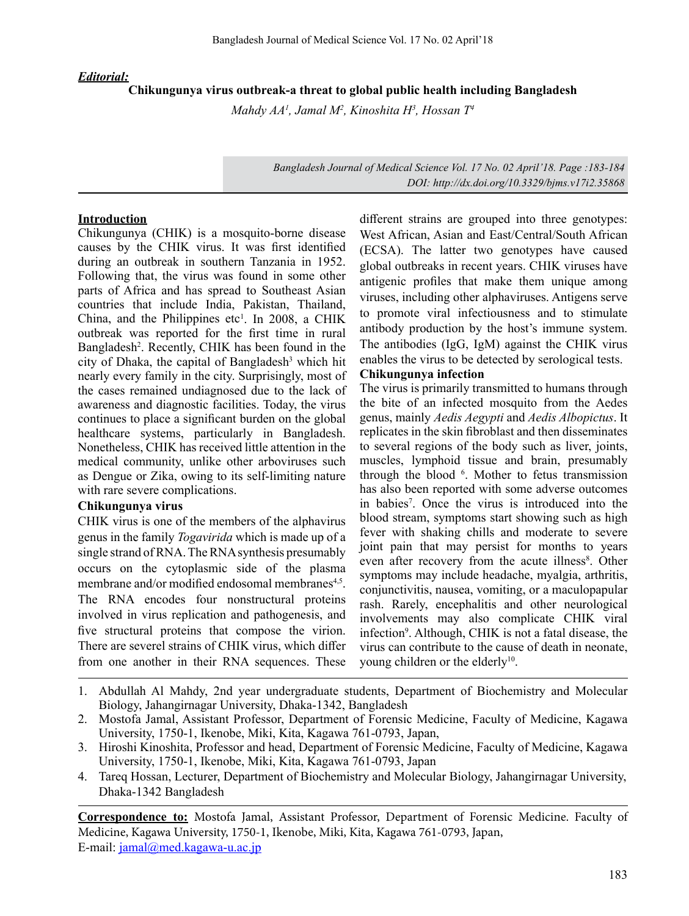*Editorial:*

# Chikungunya virus outbreak-a threat to global public health including Bangladesh

*Mahdy AA[1], Jamal M[2], Kinoshita H[3], Hossan T[4]*

*DOI: http://dx.doi.org/10.3329/bjms.v17i2.35868*

## Introduction

Chikungunya (CHIK) is a mosquito-borne disease causes by the CHIK virus. It was first identified during an outbreak in southern Tanzania in 1952. Following that, the virus was found in some other parts of Africa and has spread to Southeast Asian countries that include India, Pakistan, Thailand, China, and the Philippines etc[1]. In 2008, a CHIK outbreak was reported for the first time in rural Bangladesh[2]. Recently, CHIK has been found in the city of Dhaka, the capital of Bangladesh[3] which hit nearly every family in the city. Surprisingly, most of the cases remained undiagnosed due to the lack of awareness and diagnostic facilities. Today, the virus continues to place a significant burden on the global healthcare systems, particularly in Bangladesh. Nonetheless, CHIK has received little attention in the medical community, unlike other arboviruses such as Dengue or Zika, owing to its self-limiting nature with rare severe complications.

### Chikungunya virus

CHIK virus is one of the members of the alphavirus genus in the family *Togavirida* which is made up of a single strand of RNA. The RNA synthesis presumably occurs on the cytoplasmic side of the plasma membrane and/or modified endosomal membranes[4,5]. The RNA encodes four nonstructural proteins involved in virus replication and pathogenesis, and five structural proteins that compose the virion. There are severel strains of CHIK virus, which differ from one another in their RNA sequences. These different strains are grouped into three genotypes: West African, Asian and East/Central/South African (ECSA). The latter two genotypes have caused global outbreaks in recent years. CHIK viruses have antigenic profiles that make them unique among viruses, including other alphaviruses. Antigens serve to promote viral infectiousness and to stimulate antibody production by the host's immune system. The antibodies (IgG, IgM) against the CHIK virus enables the virus to be detected by serological tests.

### Chikungunya infection

The virus is primarily transmitted to humans through the bite of an infected mosquito from the Aedes genus, mainly *Aedis Aegypti* and *Aedis Albopictus*. It replicates in the skin fibroblast and then disseminates to several regions of the body such as liver, joints, muscles, lymphoid tissue and brain, presumably through the blood [6]. Mother to fetus transmission has also been reported with some adverse outcomes in babies[7]. Once the virus is introduced into the blood stream, symptoms start showing such as high fever with shaking chills and moderate to severe joint pain that may persist for months to years even after recovery from the acute illness[8]. Other symptoms may include headache, myalgia, arthritis, conjunctivitis, nausea, vomiting, or a maculopapular rash. Rarely, encephalitis and other neurological involvements may also complicate CHIK viral infection[9]. Although, CHIK is not a fatal disease, the virus can contribute to the cause of death in neonate, young children or the elderly[10].

---

1. Abdullah Al Mahdy, 2nd year undergraduate students, Department of Biochemistry and Molecular Biology, Jahangirnagar University, Dhaka-1342, Bangladesh
2. Mostofa Jamal, Assistant Professor, Department of Forensic Medicine, Faculty of Medicine, Kagawa University, 1750-1, Ikenobe, Miki, Kita, Kagawa 761-0793, Japan,
3. Hiroshi Kinoshita, Professor and head, Department of Forensic Medicine, Faculty of Medicine, Kagawa University, 1750-1, Ikenobe, Miki, Kita, Kagawa 761-0793, Japan
4. Tareq Hossan, Lecturer, Department of Biochemistry and Molecular Biology, Jahangirnagar University, Dhaka-1342 Bangladesh

**Correspondence to:** Mostofa Jamal, Assistant Professor, Department of Forensic Medicine. Faculty of Medicine, Kagawa University, 1750-1, Ikenobe, Miki, Kita, Kagawa 761-0793, Japan,
E-mail: jamal@med.kagawa-u.ac.jp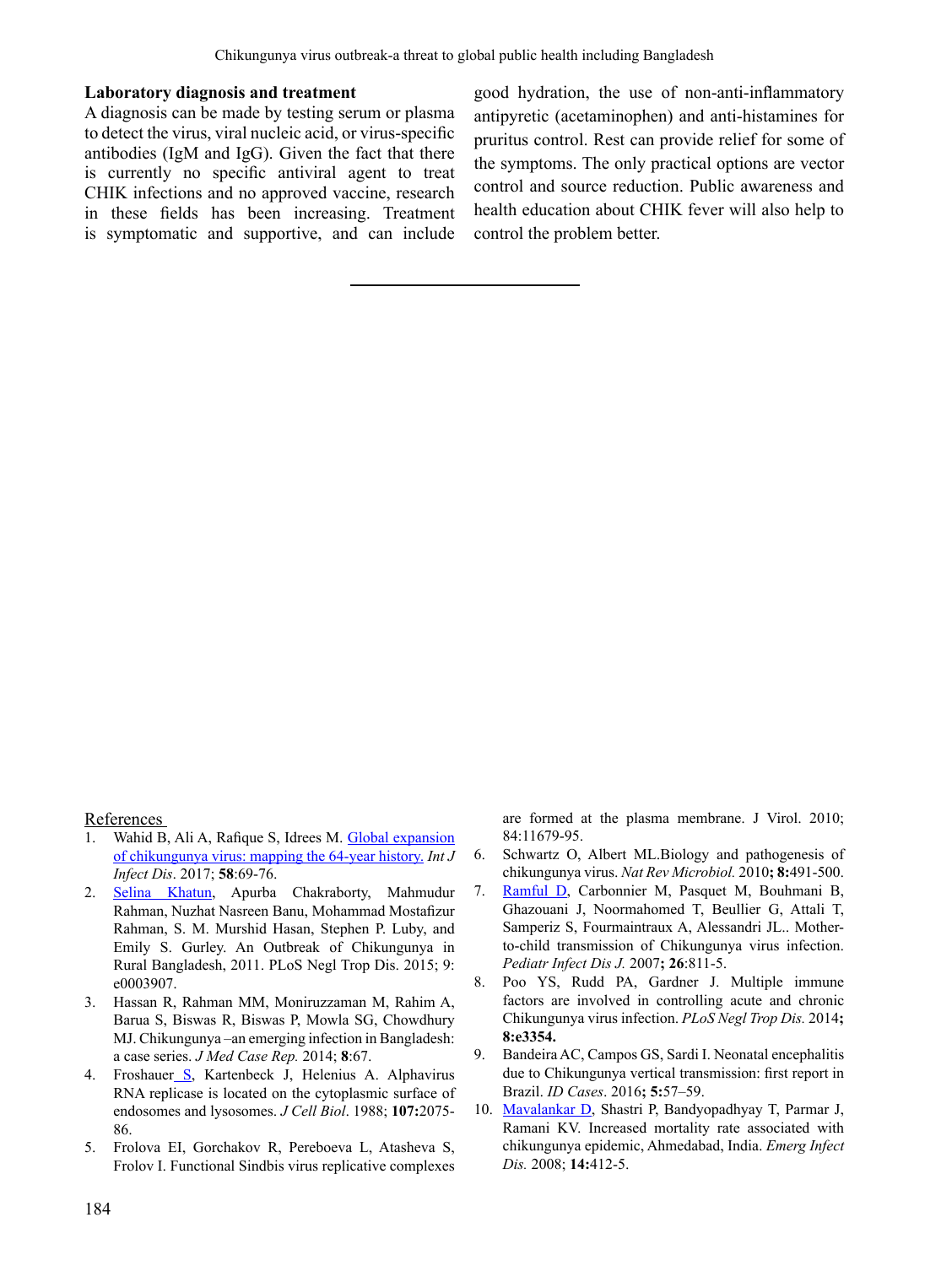## Laboratory diagnosis and treatment

A diagnosis can be made by testing serum or plasma to detect the virus, viral nucleic acid, or virus-specific antibodies (IgM and IgG). Given the fact that there is currently no specific antiviral agent to treat CHIK infections and no approved vaccine, research in these fields has been increasing. Treatment is symptomatic and supportive, and can include good hydration, the use of non-anti-inflammatory antipyretic (acetaminophen) and anti-histamines for pruritus control. Rest can provide relief for some of the symptoms. The only practical options are vector control and source reduction. Public awareness and health education about CHIK fever will also help to control the problem better.

---

References

1. Wahid B, Ali A, Rafique S, Idrees M. Global expansion of chikungunya virus: mapping the 64-year history. *Int J Infect Dis*. 2017; **58**:69-76.
2. Selina Khatun, Apurba Chakraborty, Mahmudur Rahman, Nuzhat Nasreen Banu, Mohammad Mostafizur Rahman, S. M. Murshid Hasan, Stephen P. Luby, and Emily S. Gurley. An Outbreak of Chikungunya in Rural Bangladesh, 2011. PLoS Negl Trop Dis. 2015; 9: e0003907.
3. Hassan R, Rahman MM, Moniruzzaman M, Rahim A, Barua S, Biswas R, Biswas P, Mowla SG, Chowdhury MJ. Chikungunya –an emerging infection in Bangladesh: a case series. *J Med Case Rep.* 2014; **8**:67.
4. Froshauer S, Kartenbeck J, Helenius A. Alphavirus RNA replicase is located on the cytoplasmic surface of endosomes and lysosomes. *J Cell Biol*. 1988; **107:**2075-86.
5. Frolova EI, Gorchakov R, Pereboeva L, Atasheva S, Frolov I. Functional Sindbis virus replicative complexes are formed at the plasma membrane. J Virol. 2010; 84:11679-95.
6. Schwartz O, Albert ML.Biology and pathogenesis of chikungunya virus. *Nat Rev Microbiol.* 2010**; 8:**491-500.
7. Ramful D, Carbonnier M, Pasquet M, Bouhmani B, Ghazouani J, Noormahomed T, Beullier G, Attali T, Samperiz S, Fourmaintraux A, Alessandri JL.. Mother-to-child transmission of Chikungunya virus infection. *Pediatr Infect Dis J.* 2007**; 26**:811-5.
8. Poo YS, Rudd PA, Gardner J. Multiple immune factors are involved in controlling acute and chronic Chikungunya virus infection. *PLoS Negl Trop Dis.* 2014**; 8:e3354.**
9. Bandeira AC, Campos GS, Sardi I. Neonatal encephalitis due to Chikungunya vertical transmission: first report in Brazil. *ID Cases*. 2016**; 5:**57–59.
10. Mavalankar D, Shastri P, Bandyopadhyay T, Parmar J, Ramani KV. Increased mortality rate associated with chikungunya epidemic, Ahmedabad, India. *Emerg Infect Dis.* 2008; **14:**412-5.